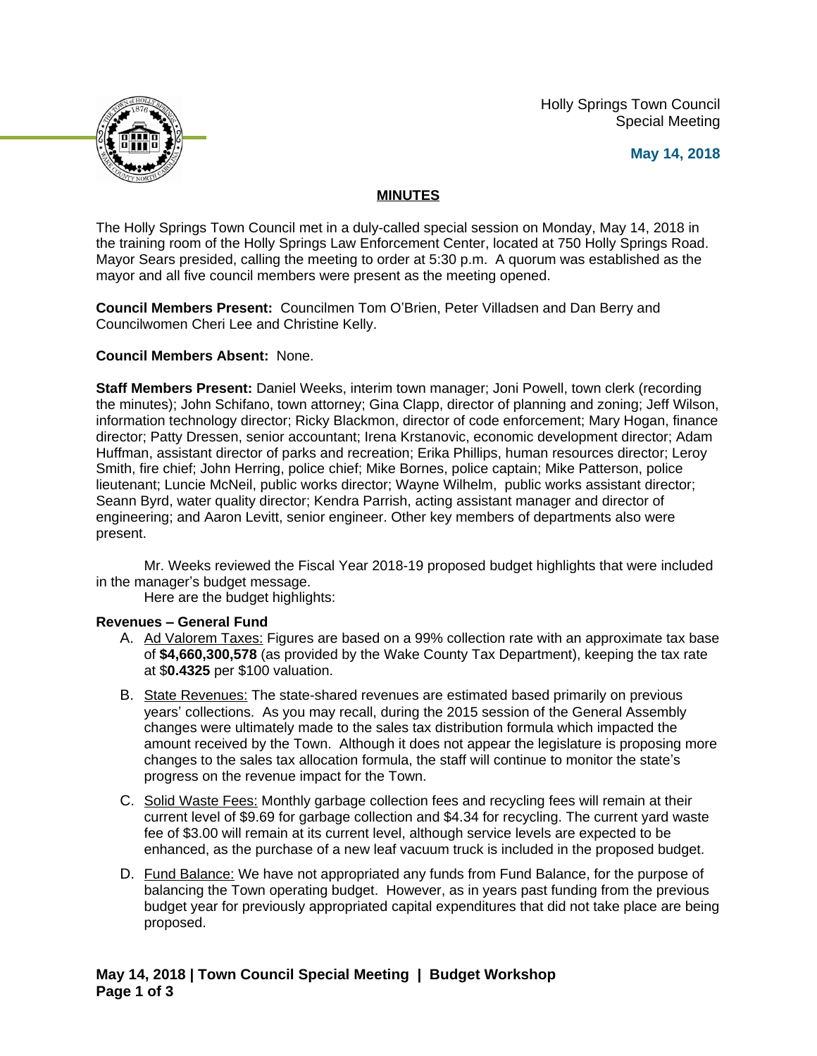Holly Springs Town Council
Special Meeting

**May 14, 2018**

## MINUTES

The Holly Springs Town Council met in a duly-called special session on Monday, May 14, 2018 in the training room of the Holly Springs Law Enforcement Center, located at 750 Holly Springs Road. Mayor Sears presided, calling the meeting to order at 5:30 p.m. A quorum was established as the mayor and all five council members were present as the meeting opened.

**Council Members Present:** Councilmen Tom O'Brien, Peter Villadsen and Dan Berry and Councilwomen Cheri Lee and Christine Kelly.

**Council Members Absent:** None.

**Staff Members Present:** Daniel Weeks, interim town manager; Joni Powell, town clerk (recording the minutes); John Schifano, town attorney; Gina Clapp, director of planning and zoning; Jeff Wilson, information technology director; Ricky Blackmon, director of code enforcement; Mary Hogan, finance director; Patty Dressen, senior accountant; Irena Krstanovic, economic development director; Adam Huffman, assistant director of parks and recreation; Erika Phillips, human resources director; Leroy Smith, fire chief; John Herring, police chief; Mike Bornes, police captain; Mike Patterson, police lieutenant; Luncie McNeil, public works director; Wayne Wilhelm, public works assistant director; Seann Byrd, water quality director; Kendra Parrish, acting assistant manager and director of engineering; and Aaron Levitt, senior engineer. Other key members of departments also were present.

Mr. Weeks reviewed the Fiscal Year 2018-19 proposed budget highlights that were included in the manager's budget message.

Here are the budget highlights:

**Revenues – General Fund**

A. Ad Valorem Taxes: Figures are based on a 99% collection rate with an approximate tax base of **$4,660,300,578** (as provided by the Wake County Tax Department), keeping the tax rate at $**0.4325** per $100 valuation.

B. State Revenues: The state-shared revenues are estimated based primarily on previous years' collections. As you may recall, during the 2015 session of the General Assembly changes were ultimately made to the sales tax distribution formula which impacted the amount received by the Town. Although it does not appear the legislature is proposing more changes to the sales tax allocation formula, the staff will continue to monitor the state's progress on the revenue impact for the Town.

C. Solid Waste Fees: Monthly garbage collection fees and recycling fees will remain at their current level of $9.69 for garbage collection and $4.34 for recycling. The current yard waste fee of $3.00 will remain at its current level, although service levels are expected to be enhanced, as the purchase of a new leaf vacuum truck is included in the proposed budget.

D. Fund Balance: We have not appropriated any funds from Fund Balance, for the purpose of balancing the Town operating budget. However, as in years past funding from the previous budget year for previously appropriated capital expenditures that did not take place are being proposed.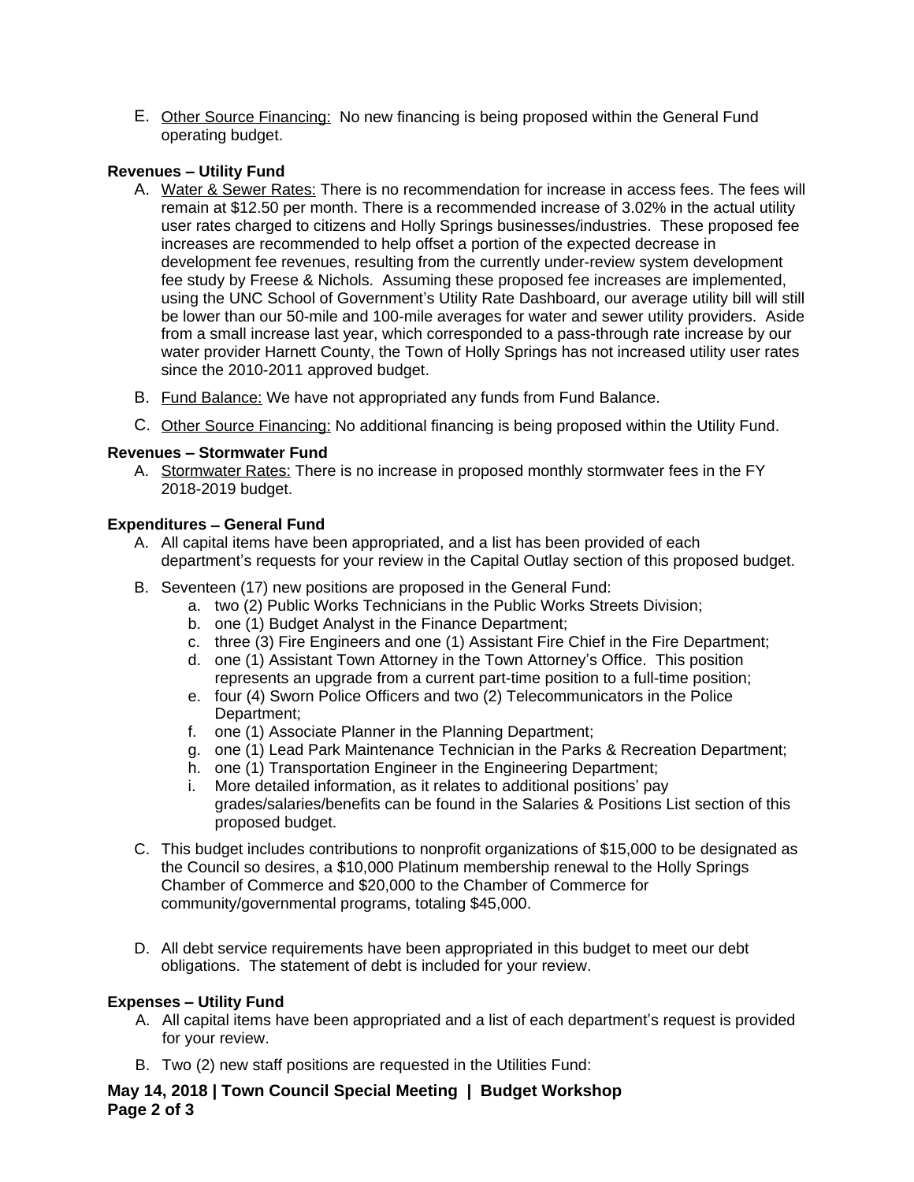E. Other Source Financing: No new financing is being proposed within the General Fund operating budget.

**Revenues – Utility Fund**

A. Water & Sewer Rates: There is no recommendation for increase in access fees. The fees will remain at $12.50 per month. There is a recommended increase of 3.02% in the actual utility user rates charged to citizens and Holly Springs businesses/industries. These proposed fee increases are recommended to help offset a portion of the expected decrease in development fee revenues, resulting from the currently under-review system development fee study by Freese & Nichols. Assuming these proposed fee increases are implemented, using the UNC School of Government's Utility Rate Dashboard, our average utility bill will still be lower than our 50-mile and 100-mile averages for water and sewer utility providers. Aside from a small increase last year, which corresponded to a pass-through rate increase by our water provider Harnett County, the Town of Holly Springs has not increased utility user rates since the 2010-2011 approved budget.

B. Fund Balance: We have not appropriated any funds from Fund Balance.

C. Other Source Financing: No additional financing is being proposed within the Utility Fund.

**Revenues – Stormwater Fund**

A. Stormwater Rates: There is no increase in proposed monthly stormwater fees in the FY 2018-2019 budget.

**Expenditures – General Fund**

A. All capital items have been appropriated, and a list has been provided of each department's requests for your review in the Capital Outlay section of this proposed budget.

B. Seventeen (17) new positions are proposed in the General Fund:
   a. two (2) Public Works Technicians in the Public Works Streets Division;
   b. one (1) Budget Analyst in the Finance Department;
   c. three (3) Fire Engineers and one (1) Assistant Fire Chief in the Fire Department;
   d. one (1) Assistant Town Attorney in the Town Attorney's Office. This position represents an upgrade from a current part-time position to a full-time position;
   e. four (4) Sworn Police Officers and two (2) Telecommunicators in the Police Department;
   f. one (1) Associate Planner in the Planning Department;
   g. one (1) Lead Park Maintenance Technician in the Parks & Recreation Department;
   h. one (1) Transportation Engineer in the Engineering Department;
   i. More detailed information, as it relates to additional positions' pay grades/salaries/benefits can be found in the Salaries & Positions List section of this proposed budget.

C. This budget includes contributions to nonprofit organizations of $15,000 to be designated as the Council so desires, a $10,000 Platinum membership renewal to the Holly Springs Chamber of Commerce and $20,000 to the Chamber of Commerce for community/governmental programs, totaling $45,000.

D. All debt service requirements have been appropriated in this budget to meet our debt obligations. The statement of debt is included for your review.

**Expenses – Utility Fund**

A. All capital items have been appropriated and a list of each department's request is provided for your review.

B. Two (2) new staff positions are requested in the Utilities Fund: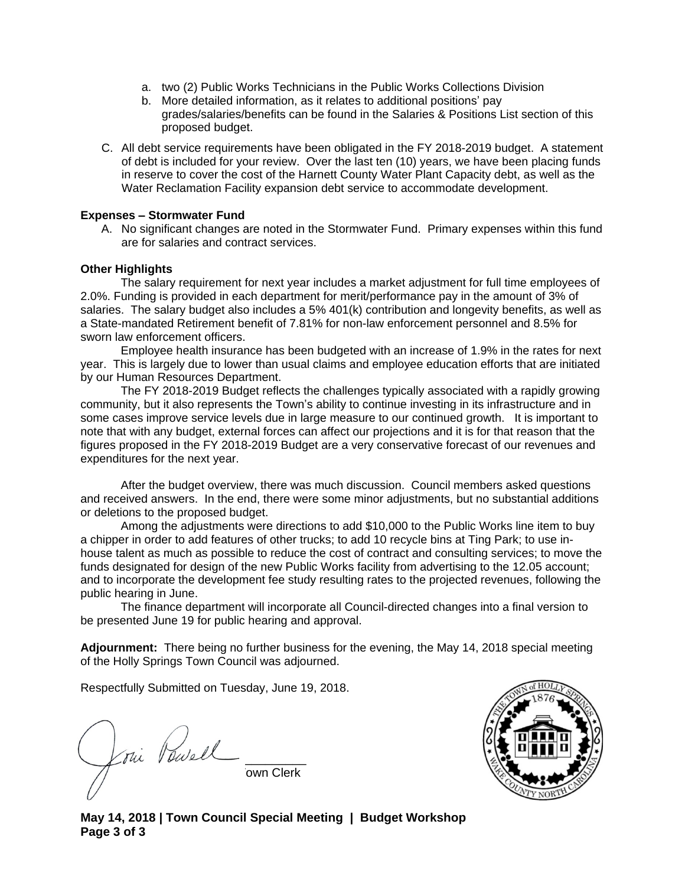a. two (2) Public Works Technicians in the Public Works Collections Division
b. More detailed information, as it relates to additional positions' pay grades/salaries/benefits can be found in the Salaries & Positions List section of this proposed budget.

C. All debt service requirements have been obligated in the FY 2018-2019 budget. A statement of debt is included for your review. Over the last ten (10) years, we have been placing funds in reserve to cover the cost of the Harnett County Water Plant Capacity debt, as well as the Water Reclamation Facility expansion debt service to accommodate development.

**Expenses – Stormwater Fund**

A. No significant changes are noted in the Stormwater Fund. Primary expenses within this fund are for salaries and contract services.

**Other Highlights**

The salary requirement for next year includes a market adjustment for full time employees of 2.0%. Funding is provided in each department for merit/performance pay in the amount of 3% of salaries. The salary budget also includes a 5% 401(k) contribution and longevity benefits, as well as a State-mandated Retirement benefit of 7.81% for non-law enforcement personnel and 8.5% for sworn law enforcement officers.

Employee health insurance has been budgeted with an increase of 1.9% in the rates for next year. This is largely due to lower than usual claims and employee education efforts that are initiated by our Human Resources Department.

The FY 2018-2019 Budget reflects the challenges typically associated with a rapidly growing community, but it also represents the Town's ability to continue investing in its infrastructure and in some cases improve service levels due in large measure to our continued growth. It is important to note that with any budget, external forces can affect our projections and it is for that reason that the figures proposed in the FY 2018-2019 Budget are a very conservative forecast of our revenues and expenditures for the next year.

After the budget overview, there was much discussion. Council members asked questions and received answers. In the end, there were some minor adjustments, but no substantial additions or deletions to the proposed budget.

Among the adjustments were directions to add $10,000 to the Public Works line item to buy a chipper in order to add features of other trucks; to add 10 recycle bins at Ting Park; to use in-house talent as much as possible to reduce the cost of contract and consulting services; to move the funds designated for design of the new Public Works facility from advertising to the 12.05 account; and to incorporate the development fee study resulting rates to the projected revenues, following the public hearing in June.

The finance department will incorporate all Council-directed changes into a final version to be presented June 19 for public hearing and approval.

**Adjournment:** There being no further business for the evening, the May 14, 2018 special meeting of the Holly Springs Town Council was adjourned.

Respectfully Submitted on Tuesday, June 19, 2018.

Joni Powell
Town Clerk